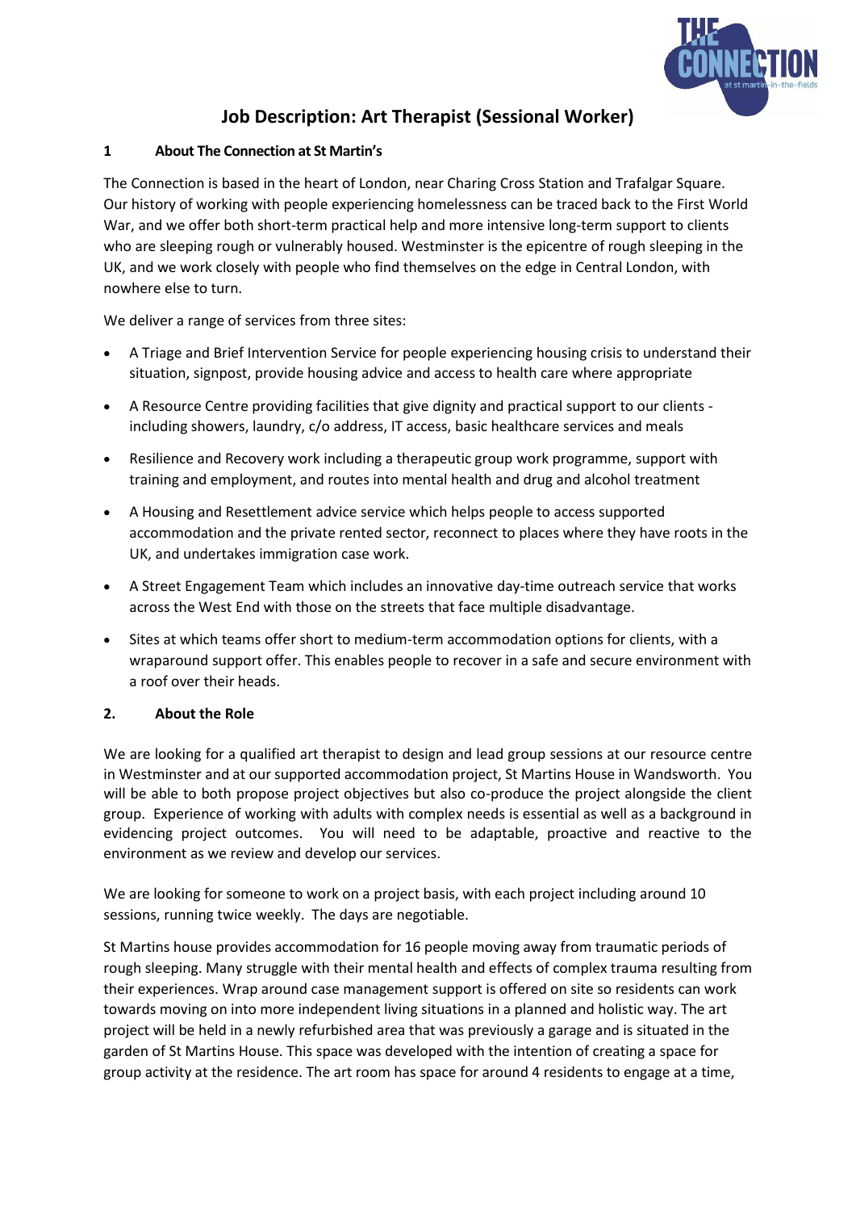# Job Description: Art Therapist (Sessional Worker)

## 1 About The Connection at St Martin's

The Connection is based in the heart of London, near Charing Cross Station and Trafalgar Square. Our history of working with people experiencing homelessness can be traced back to the First World War, and we offer both short-term practical help and more intensive long-term support to clients who are sleeping rough or vulnerably housed. Westminster is the epicentre of rough sleeping in the UK, and we work closely with people who find themselves on the edge in Central London, with nowhere else to turn.

We deliver a range of services from three sites:

- A Triage and Brief Intervention Service for people experiencing housing crisis to understand their situation, signpost, provide housing advice and access to health care where appropriate
- A Resource Centre providing facilities that give dignity and practical support to our clients - including showers, laundry, c/o address, IT access, basic healthcare services and meals
- Resilience and Recovery work including a therapeutic group work programme, support with training and employment, and routes into mental health and drug and alcohol treatment
- A Housing and Resettlement advice service which helps people to access supported accommodation and the private rented sector, reconnect to places where they have roots in the UK, and undertakes immigration case work.
- A Street Engagement Team which includes an innovative day-time outreach service that works across the West End with those on the streets that face multiple disadvantage.
- Sites at which teams offer short to medium-term accommodation options for clients, with a wraparound support offer. This enables people to recover in a safe and secure environment with a roof over their heads.

## 2. About the Role

We are looking for a qualified art therapist to design and lead group sessions at our resource centre in Westminster and at our supported accommodation project, St Martins House in Wandsworth. You will be able to both propose project objectives but also co-produce the project alongside the client group. Experience of working with adults with complex needs is essential as well as a background in evidencing project outcomes. You will need to be adaptable, proactive and reactive to the environment as we review and develop our services.

We are looking for someone to work on a project basis, with each project including around 10 sessions, running twice weekly. The days are negotiable.

St Martins house provides accommodation for 16 people moving away from traumatic periods of rough sleeping. Many struggle with their mental health and effects of complex trauma resulting from their experiences. Wrap around case management support is offered on site so residents can work towards moving on into more independent living situations in a planned and holistic way. The art project will be held in a newly refurbished area that was previously a garage and is situated in the garden of St Martins House. This space was developed with the intention of creating a space for group activity at the residence. The art room has space for around 4 residents to engage at a time,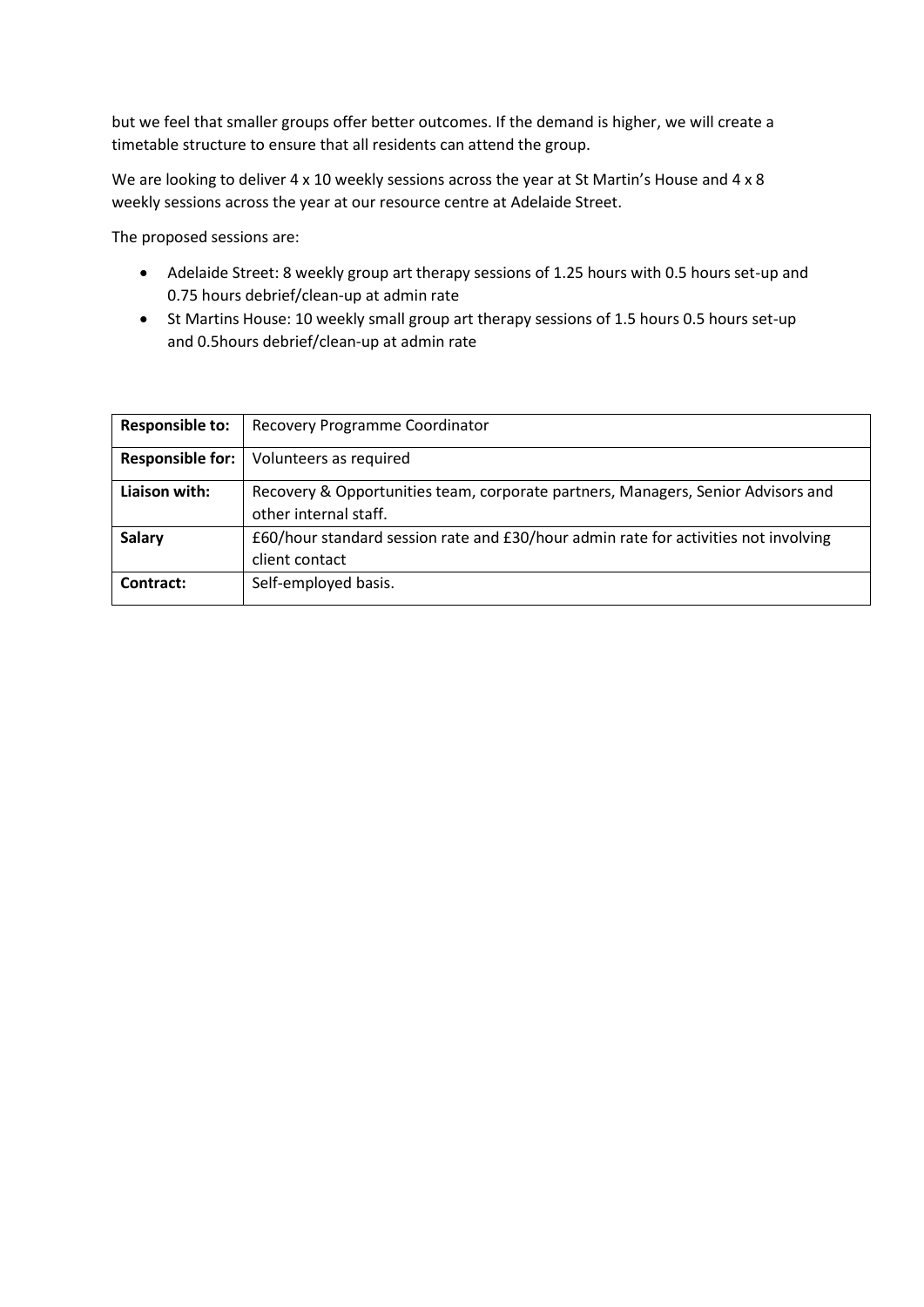but we feel that smaller groups offer better outcomes. If the demand is higher, we will create a timetable structure to ensure that all residents can attend the group.

We are looking to deliver 4 x 10 weekly sessions across the year at St Martin's House and 4 x 8 weekly sessions across the year at our resource centre at Adelaide Street.

The proposed sessions are:

- Adelaide Street: 8 weekly group art therapy sessions of 1.25 hours with 0.5 hours set-up and 0.75 hours debrief/clean-up at admin rate
- St Martins House: 10 weekly small group art therapy sessions of 1.5 hours 0.5 hours set-up and 0.5hours debrief/clean-up at admin rate

| | |
|---|---|
| **Responsible to:** | Recovery Programme Coordinator |
| **Responsible for:** | Volunteers as required |
| **Liaison with:** | Recovery & Opportunities team, corporate partners, Managers, Senior Advisors and other internal staff. |
| **Salary** | £60/hour standard session rate and £30/hour admin rate for activities not involving client contact |
| **Contract:** | Self-employed basis. |